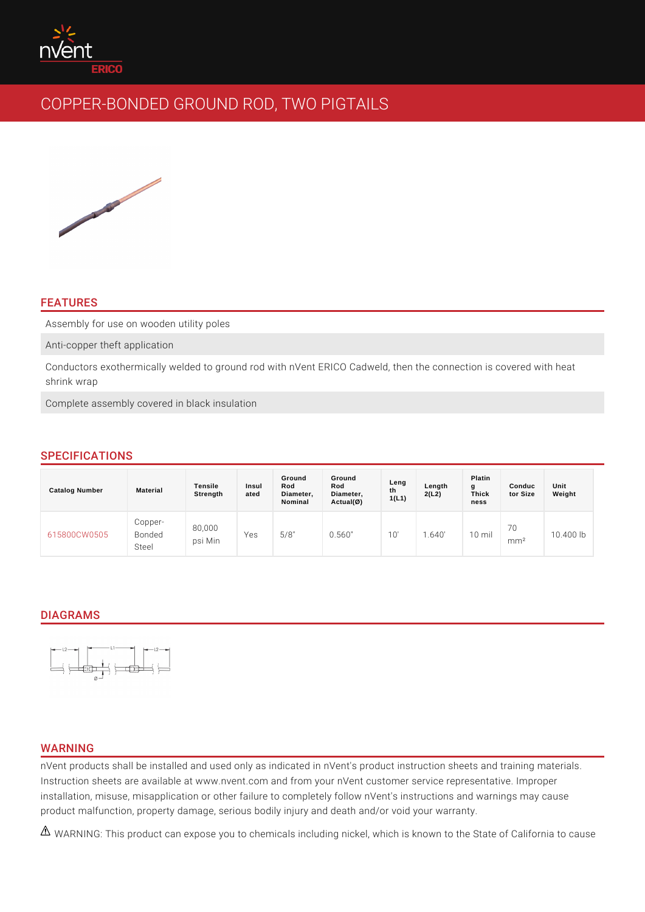# COPPER-BONDED GROUND ROD, TWO PIGTAILS

## FEATURES

Assembly for use on wooden utility poles

Anti-copper theft application

Conductors exothermically welded to ground rod with nVent ERICO Cadweld, then the connection is covered with heat shrink wrap

Complete assembly covered in black insulation

## SPECIFICATIONS

| Catalog Number | Material | Tensile Strength | Insulated | Ground Rod Diameter, Nominal | Ground Rod Diameter, Actual(Ø) | Length 1(L1) | Length 2(L2) | Plating Thickness | Conductor Size | Unit Weight |
|---|---|---|---|---|---|---|---|---|---|---|
| 615800CW0505 | Copper-Bonded Steel | 80,000 psi Min | Yes | 5/8" | 0.560" | 10' | 1.640' | 10 mil | 70 $mm^2$ | 10.400 lb |

## DIAGRAMS

## WARNING

nVent products shall be installed and used only as indicated in nVent's product instruction sheets and training materials. Instruction sheets are available at www.nvent.com and from your nVent customer service representative. Improper installation, misuse, misapplication or other failure to completely follow nVent's instructions and warnings may cause product malfunction, property damage, serious bodily injury and death and/or void your warranty.

⚠ WARNING: This product can expose you to chemicals including nickel, which is known to the State of California to cause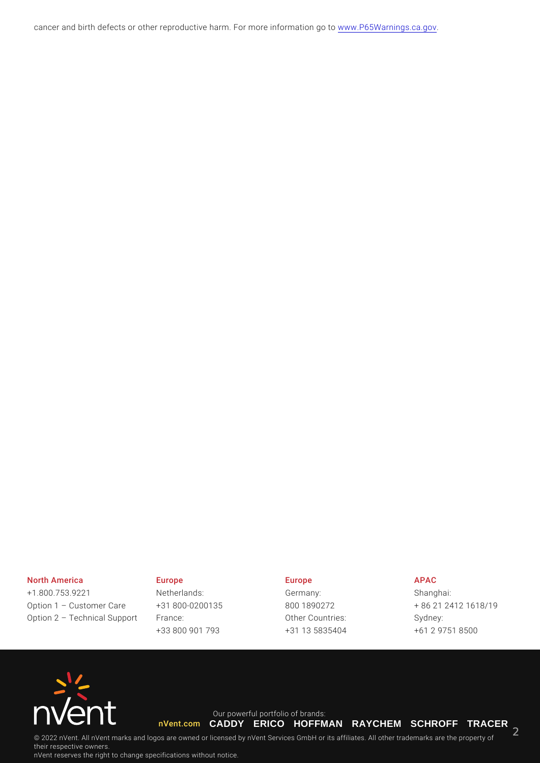cancer and birth defects or other reproductive harm. For more information go to www.P65Warnings.ca.gov.

**North America**
+1.800.753.9221
Option 1 – Customer Care
Option 2 – Technical Support

**Europe**
Netherlands:
+31 800-0200135
France:
+33 800 901 793

**Europe**
Germany:
800 1890272
Other Countries:
+31 13 5835404

**APAC**
Shanghai:
+ 86 21 2412 1618/19
Sydney:
+61 2 9751 8500

nVent

Our powerful portfolio of brands:
nVent.com **CADDY ERICO HOFFMAN RAYCHEM SCHROFF TRACER**

© 2022 nVent. All nVent marks and logos are owned or licensed by nVent Services GmbH or its affiliates. All other trademarks are the property of their respective owners.
nVent reserves the right to change specifications without notice.